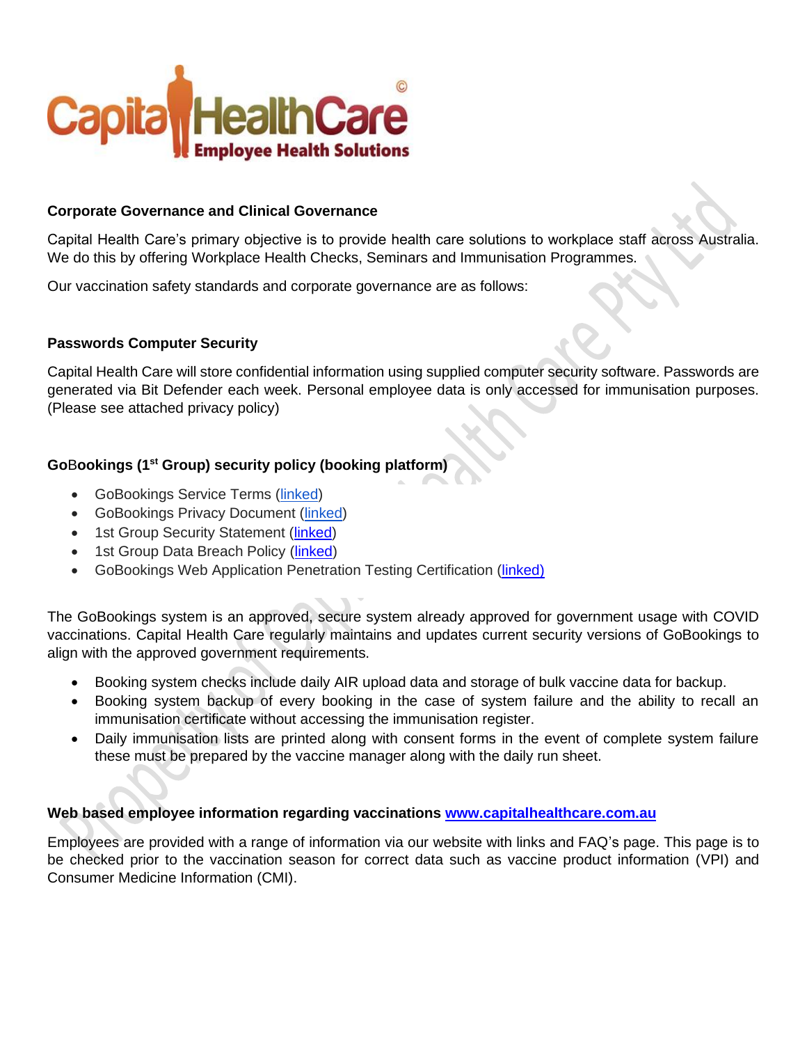Capital HealthCare©
Employee Health Solutions

**Corporate Governance and Clinical Governance**

Capital Health Care's primary objective is to provide health care solutions to workplace staff across Australia. We do this by offering Workplace Health Checks, Seminars and Immunisation Programmes.

Our vaccination safety standards and corporate governance are as follows:

**Passwords Computer Security**

Capital Health Care will store confidential information using supplied computer security software. Passwords are generated via Bit Defender each week. Personal employee data is only accessed for immunisation purposes. (Please see attached privacy policy)

**GoBookings (1st Group) security policy (booking platform)**

- GoBookings Service Terms (linked)
- GoBookings Privacy Document (linked)
- 1st Group Security Statement (linked)
- 1st Group Data Breach Policy (linked)
- GoBookings Web Application Penetration Testing Certification (linked)

The GoBookings system is an approved, secure system already approved for government usage with COVID vaccinations. Capital Health Care regularly maintains and updates current security versions of GoBookings to align with the approved government requirements.

- Booking system checks include daily AIR upload data and storage of bulk vaccine data for backup.
- Booking system backup of every booking in the case of system failure and the ability to recall an immunisation certificate without accessing the immunisation register.
- Daily immunisation lists are printed along with consent forms in the event of complete system failure these must be prepared by the vaccine manager along with the daily run sheet.

**Web based employee information regarding vaccinations www.capitalhealthcare.com.au**

Employees are provided with a range of information via our website with links and FAQ's page. This page is to be checked prior to the vaccination season for correct data such as vaccine product information (VPI) and Consumer Medicine Information (CMI).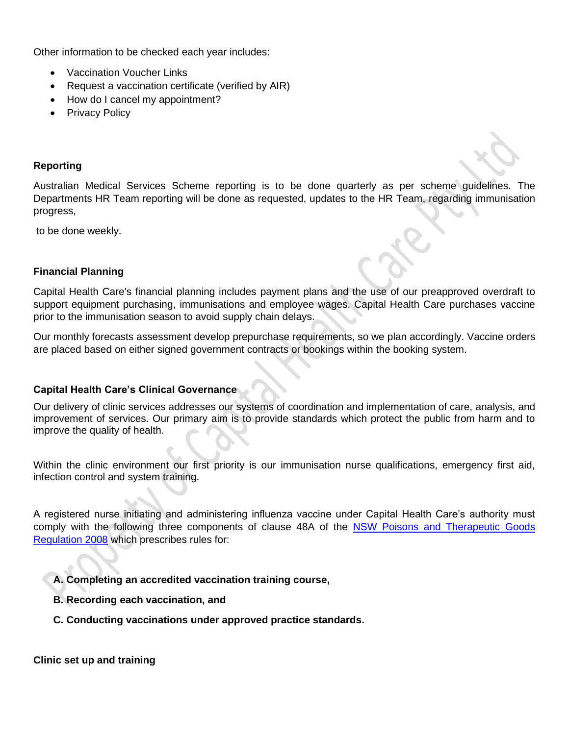Other information to be checked each year includes:

- Vaccination Voucher Links
- Request a vaccination certificate (verified by AIR)
- How do I cancel my appointment?
- Privacy Policy

**Reporting**

Australian Medical Services Scheme reporting is to be done quarterly as per scheme guidelines. The Departments HR Team reporting will be done as requested, updates to the HR Team, regarding immunisation progress,

to be done weekly.

**Financial Planning**

Capital Health Care's financial planning includes payment plans and the use of our preapproved overdraft to support equipment purchasing, immunisations and employee wages. Capital Health Care purchases vaccine prior to the immunisation season to avoid supply chain delays.

Our monthly forecasts assessment develop prepurchase requirements, so we plan accordingly. Vaccine orders are placed based on either signed government contracts or bookings within the booking system.

**Capital Health Care's Clinical Governance**

Our delivery of clinic services addresses our systems of coordination and implementation of care, analysis, and improvement of services. Our primary aim is to provide standards which protect the public from harm and to improve the quality of health.

Within the clinic environment our first priority is our immunisation nurse qualifications, emergency first aid, infection control and system training.

A registered nurse initiating and administering influenza vaccine under Capital Health Care's authority must comply with the following three components of clause 48A of the NSW Poisons and Therapeutic Goods Regulation 2008 which prescribes rules for:

**A. Completing an accredited vaccination training course,**

**B. Recording each vaccination, and**

**C. Conducting vaccinations under approved practice standards.**

**Clinic set up and training**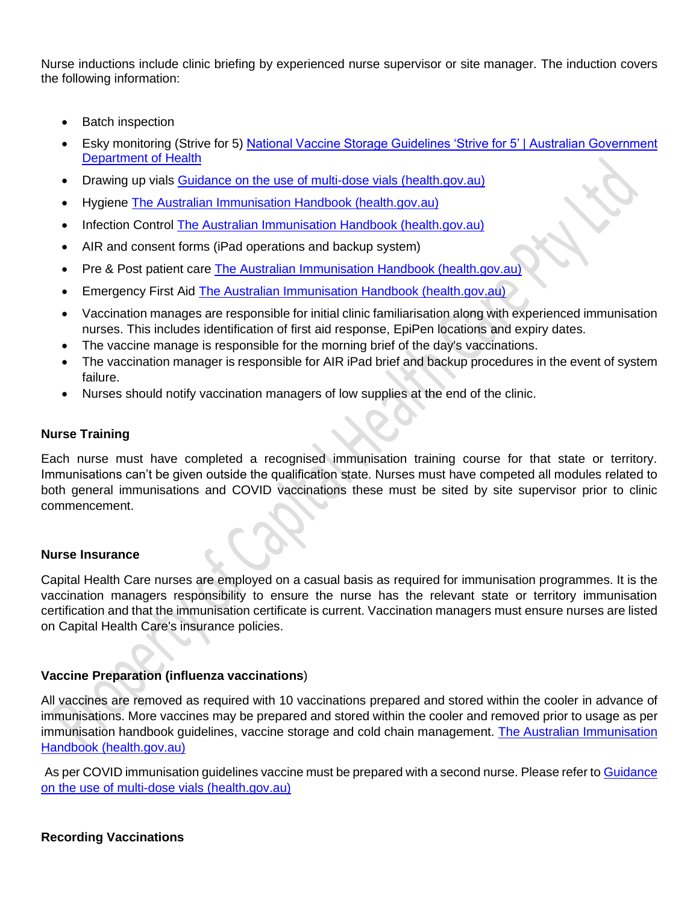Nurse inductions include clinic briefing by experienced nurse supervisor or site manager. The induction covers the following information:

- Batch inspection
- Esky monitoring (Strive for 5) [National Vaccine Storage Guidelines 'Strive for 5' | Australian Government Department of Health]
- Drawing up vials [Guidance on the use of multi-dose vials (health.gov.au)]
- Hygiene [The Australian Immunisation Handbook (health.gov.au)]
- Infection Control [The Australian Immunisation Handbook (health.gov.au)]
- AIR and consent forms (iPad operations and backup system)
- Pre & Post patient care [The Australian Immunisation Handbook (health.gov.au)]
- Emergency First Aid [The Australian Immunisation Handbook (health.gov.au)]
- Vaccination manages are responsible for initial clinic familiarisation along with experienced immunisation nurses. This includes identification of first aid response, EpiPen locations and expiry dates.
- The vaccine manage is responsible for the morning brief of the day's vaccinations.
- The vaccination manager is responsible for AIR iPad brief and backup procedures in the event of system failure.
- Nurses should notify vaccination managers of low supplies at the end of the clinic.

**Nurse Training**

Each nurse must have completed a recognised immunisation training course for that state or territory. Immunisations can't be given outside the qualification state. Nurses must have competed all modules related to both general immunisations and COVID vaccinations these must be sited by site supervisor prior to clinic commencement.

**Nurse Insurance**

Capital Health Care nurses are employed on a casual basis as required for immunisation programmes. It is the vaccination managers responsibility to ensure the nurse has the relevant state or territory immunisation certification and that the immunisation certificate is current. Vaccination managers must ensure nurses are listed on Capital Health Care's insurance policies.

**Vaccine Preparation (influenza vaccinations**)

All vaccines are removed as required with 10 vaccinations prepared and stored within the cooler in advance of immunisations. More vaccines may be prepared and stored within the cooler and removed prior to usage as per immunisation handbook guidelines, vaccine storage and cold chain management. [The Australian Immunisation Handbook (health.gov.au)]

As per COVID immunisation guidelines vaccine must be prepared with a second nurse. Please refer to [Guidance on the use of multi-dose vials (health.gov.au)]

**Recording Vaccinations**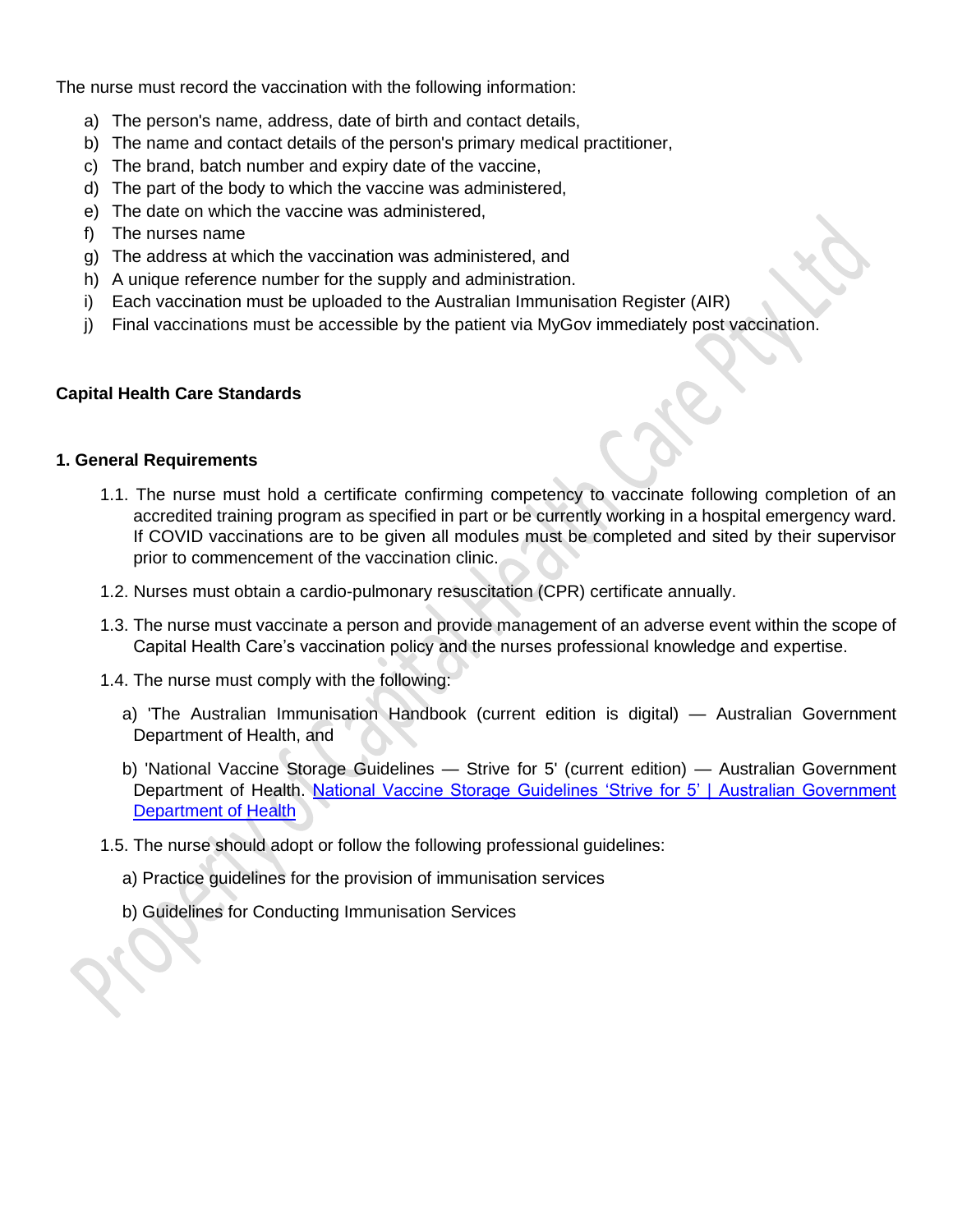The nurse must record the vaccination with the following information:

a) The person's name, address, date of birth and contact details,
b) The name and contact details of the person's primary medical practitioner,
c) The brand, batch number and expiry date of the vaccine,
d) The part of the body to which the vaccine was administered,
e) The date on which the vaccine was administered,
f) The nurses name
g) The address at which the vaccination was administered, and
h) A unique reference number for the supply and administration.
i) Each vaccination must be uploaded to the Australian Immunisation Register (AIR)
j) Final vaccinations must be accessible by the patient via MyGov immediately post vaccination.

**Capital Health Care Standards**

**1. General Requirements**

1.1. The nurse must hold a certificate confirming competency to vaccinate following completion of an accredited training program as specified in part or be currently working in a hospital emergency ward. If COVID vaccinations are to be given all modules must be completed and sited by their supervisor prior to commencement of the vaccination clinic.

1.2. Nurses must obtain a cardio-pulmonary resuscitation (CPR) certificate annually.

1.3. The nurse must vaccinate a person and provide management of an adverse event within the scope of Capital Health Care's vaccination policy and the nurses professional knowledge and expertise.

1.4. The nurse must comply with the following:

a) 'The Australian Immunisation Handbook (current edition is digital) — Australian Government Department of Health, and

b) 'National Vaccine Storage Guidelines — Strive for 5' (current edition) — Australian Government Department of Health. National Vaccine Storage Guidelines 'Strive for 5' | Australian Government Department of Health

1.5. The nurse should adopt or follow the following professional guidelines:

a) Practice guidelines for the provision of immunisation services

b) Guidelines for Conducting Immunisation Services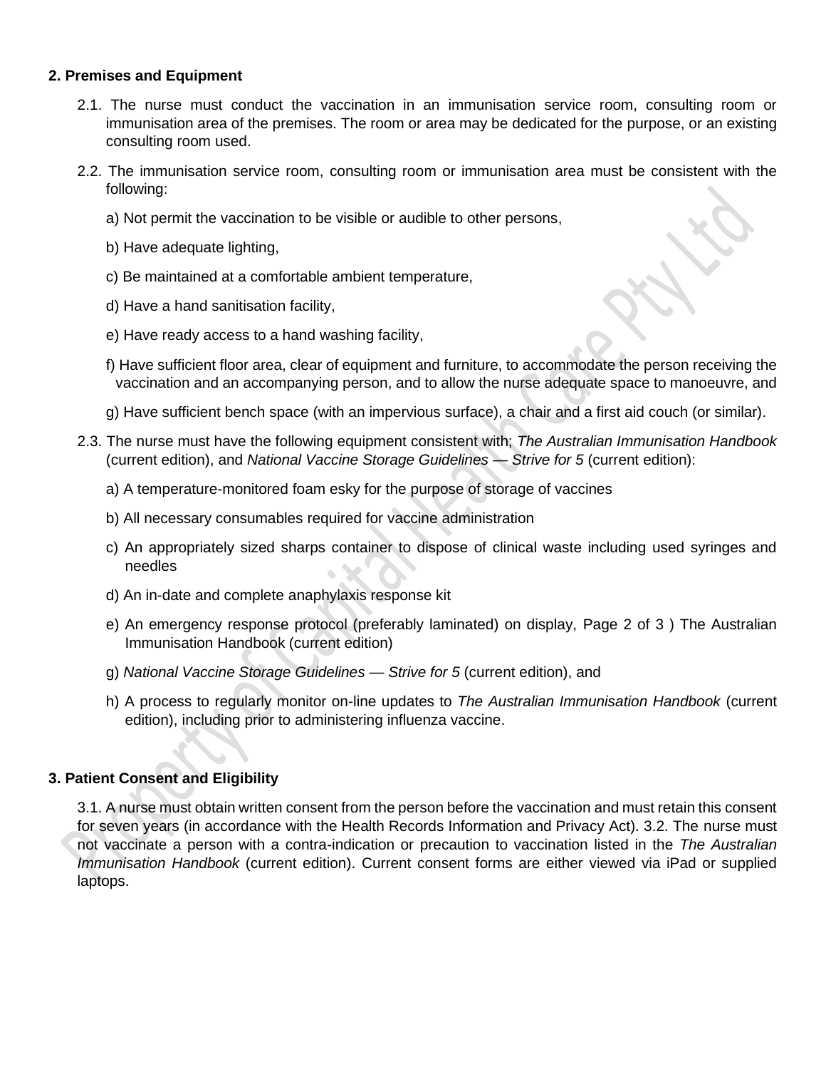## 2. Premises and Equipment

2.1. The nurse must conduct the vaccination in an immunisation service room, consulting room or immunisation area of the premises. The room or area may be dedicated for the purpose, or an existing consulting room used.

2.2. The immunisation service room, consulting room or immunisation area must be consistent with the following:

a) Not permit the vaccination to be visible or audible to other persons,

b) Have adequate lighting,

c) Be maintained at a comfortable ambient temperature,

d) Have a hand sanitisation facility,

e) Have ready access to a hand washing facility,

f) Have sufficient floor area, clear of equipment and furniture, to accommodate the person receiving the vaccination and an accompanying person, and to allow the nurse adequate space to manoeuvre, and

g) Have sufficient bench space (with an impervious surface), a chair and a first aid couch (or similar).

2.3. The nurse must have the following equipment consistent with; *The Australian Immunisation Handbook* (current edition), and *National Vaccine Storage Guidelines — Strive for 5* (current edition):

a) A temperature-monitored foam esky for the purpose of storage of vaccines

b) All necessary consumables required for vaccine administration

c) An appropriately sized sharps container to dispose of clinical waste including used syringes and needles

d) An in-date and complete anaphylaxis response kit

e) An emergency response protocol (preferably laminated) on display, Page 2 of 3 ) The Australian Immunisation Handbook (current edition)

g) *National Vaccine Storage Guidelines — Strive for 5* (current edition), and

h) A process to regularly monitor on-line updates to *The Australian Immunisation Handbook* (current edition), including prior to administering influenza vaccine.

## 3. Patient Consent and Eligibility

3.1. A nurse must obtain written consent from the person before the vaccination and must retain this consent for seven years (in accordance with the Health Records Information and Privacy Act). 3.2. The nurse must not vaccinate a person with a contra-indication or precaution to vaccination listed in the *The Australian Immunisation Handbook* (current edition). Current consent forms are either viewed via iPad or supplied laptops.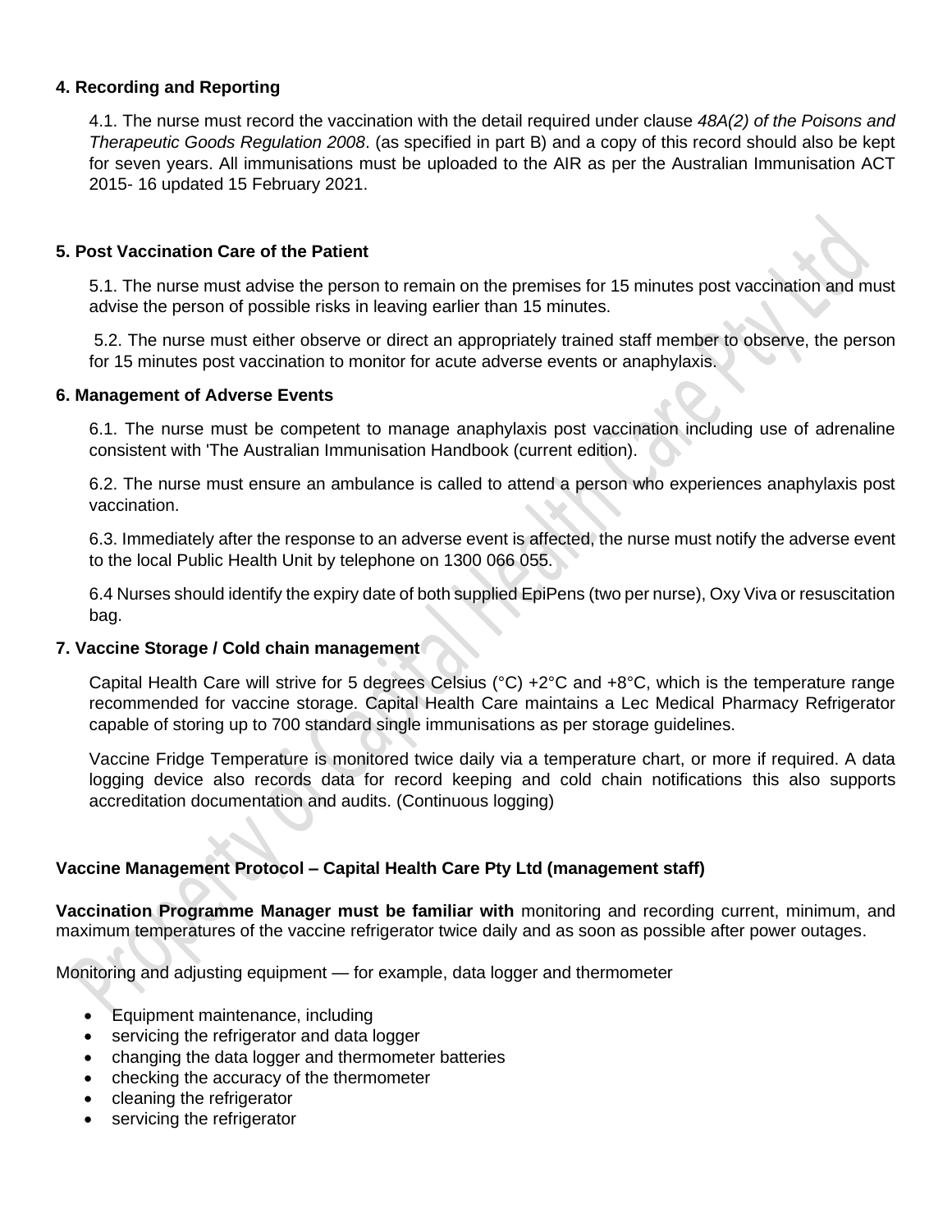**4. Recording and Reporting**

4.1. The nurse must record the vaccination with the detail required under clause *48A(2) of the Poisons and Therapeutic Goods Regulation 2008*. (as specified in part B) and a copy of this record should also be kept for seven years. All immunisations must be uploaded to the AIR as per the Australian Immunisation ACT 2015- 16 updated 15 February 2021.

**5. Post Vaccination Care of the Patient**

5.1. The nurse must advise the person to remain on the premises for 15 minutes post vaccination and must advise the person of possible risks in leaving earlier than 15 minutes.

5.2. The nurse must either observe or direct an appropriately trained staff member to observe, the person for 15 minutes post vaccination to monitor for acute adverse events or anaphylaxis.

**6. Management of Adverse Events**

6.1. The nurse must be competent to manage anaphylaxis post vaccination including use of adrenaline consistent with 'The Australian Immunisation Handbook (current edition).

6.2. The nurse must ensure an ambulance is called to attend a person who experiences anaphylaxis post vaccination.

6.3. Immediately after the response to an adverse event is affected, the nurse must notify the adverse event to the local Public Health Unit by telephone on 1300 066 055.

6.4 Nurses should identify the expiry date of both supplied EpiPens (two per nurse), Oxy Viva or resuscitation bag.

**7. Vaccine Storage / Cold chain management**

Capital Health Care will strive for 5 degrees Celsius (°C) +2°C and +8°C, which is the temperature range recommended for vaccine storage. Capital Health Care maintains a Lec Medical Pharmacy Refrigerator capable of storing up to 700 standard single immunisations as per storage guidelines.

Vaccine Fridge Temperature is monitored twice daily via a temperature chart, or more if required. A data logging device also records data for record keeping and cold chain notifications this also supports accreditation documentation and audits. (Continuous logging)

**Vaccine Management Protocol – Capital Health Care Pty Ltd (management staff)**

**Vaccination Programme Manager must be familiar with** monitoring and recording current, minimum, and maximum temperatures of the vaccine refrigerator twice daily and as soon as possible after power outages.

Monitoring and adjusting equipment — for example, data logger and thermometer

- Equipment maintenance, including
- servicing the refrigerator and data logger
- changing the data logger and thermometer batteries
- checking the accuracy of the thermometer
- cleaning the refrigerator
- servicing the refrigerator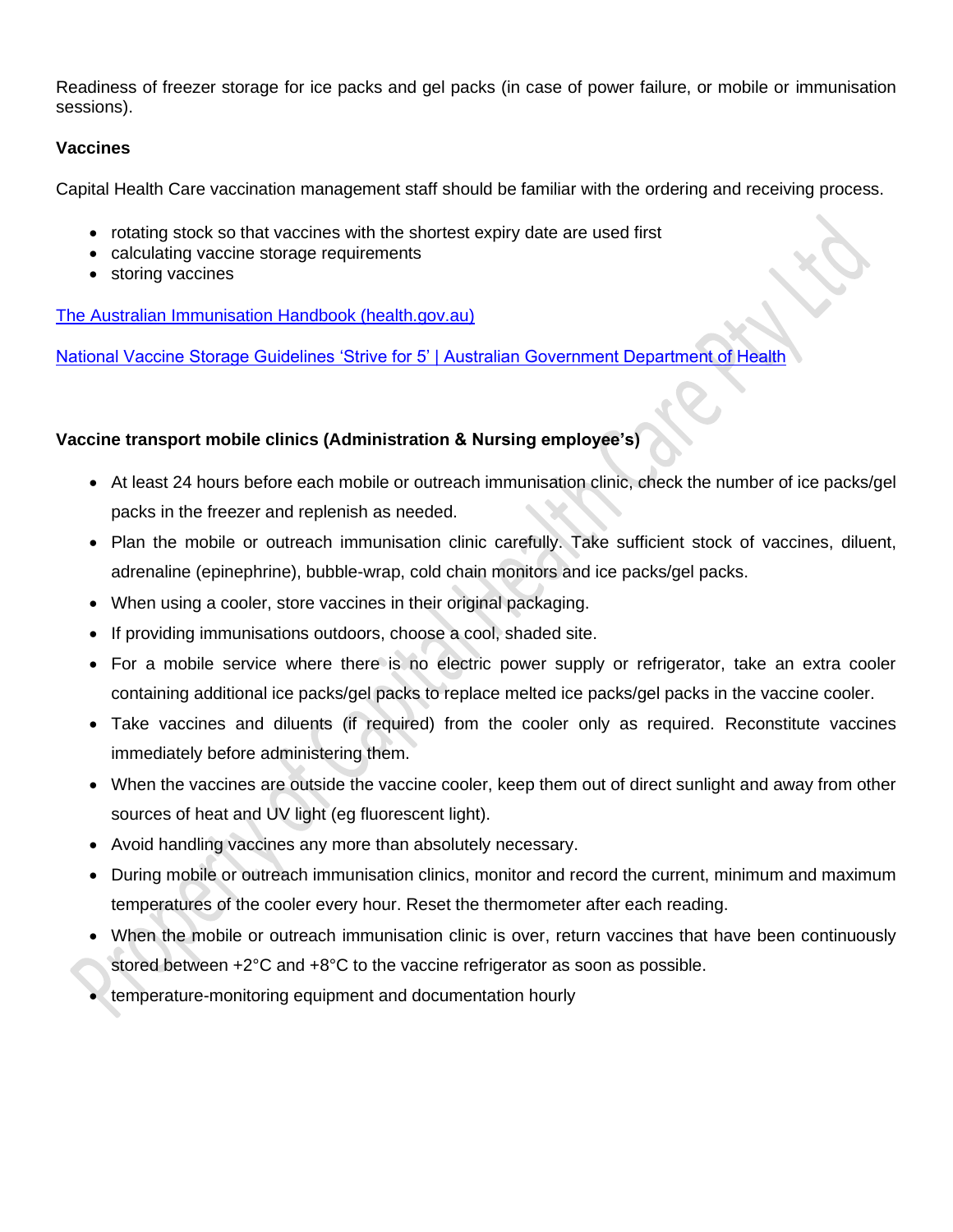Readiness of freezer storage for ice packs and gel packs (in case of power failure, or mobile or immunisation sessions).

**Vaccines**

Capital Health Care vaccination management staff should be familiar with the ordering and receiving process.

- rotating stock so that vaccines with the shortest expiry date are used first
- calculating vaccine storage requirements
- storing vaccines

[The Australian Immunisation Handbook (health.gov.au)](https://immunisationhandbook.health.gov.au)

[National Vaccine Storage Guidelines 'Strive for 5' | Australian Government Department of Health](https://www.health.gov.au)

**Vaccine transport mobile clinics (Administration & Nursing employee's)**

- At least 24 hours before each mobile or outreach immunisation clinic, check the number of ice packs/gel packs in the freezer and replenish as needed.
- Plan the mobile or outreach immunisation clinic carefully. Take sufficient stock of vaccines, diluent, adrenaline (epinephrine), bubble-wrap, cold chain monitors and ice packs/gel packs.
- When using a cooler, store vaccines in their original packaging.
- If providing immunisations outdoors, choose a cool, shaded site.
- For a mobile service where there is no electric power supply or refrigerator, take an extra cooler containing additional ice packs/gel packs to replace melted ice packs/gel packs in the vaccine cooler.
- Take vaccines and diluents (if required) from the cooler only as required. Reconstitute vaccines immediately before administering them.
- When the vaccines are outside the vaccine cooler, keep them out of direct sunlight and away from other sources of heat and UV light (eg fluorescent light).
- Avoid handling vaccines any more than absolutely necessary.
- During mobile or outreach immunisation clinics, monitor and record the current, minimum and maximum temperatures of the cooler every hour. Reset the thermometer after each reading.
- When the mobile or outreach immunisation clinic is over, return vaccines that have been continuously stored between +2°C and +8°C to the vaccine refrigerator as soon as possible.
- temperature-monitoring equipment and documentation hourly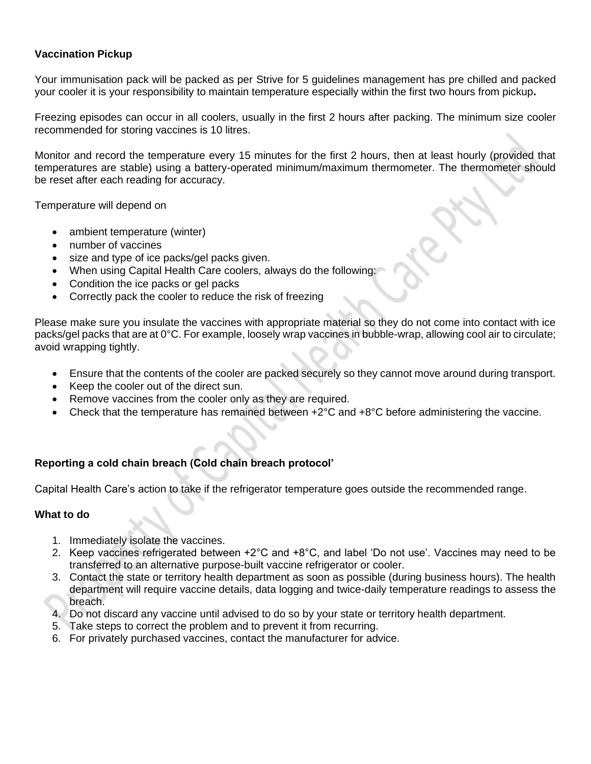**Vaccination Pickup**

Your immunisation pack will be packed as per Strive for 5 guidelines management has pre chilled and packed your cooler it is your responsibility to maintain temperature especially within the first two hours from pickup**.**

Freezing episodes can occur in all coolers, usually in the first 2 hours after packing. The minimum size cooler recommended for storing vaccines is 10 litres.

Monitor and record the temperature every 15 minutes for the first 2 hours, then at least hourly (provided that temperatures are stable) using a battery-operated minimum/maximum thermometer. The thermometer should be reset after each reading for accuracy.

Temperature will depend on

- ambient temperature (winter)
- number of vaccines
- size and type of ice packs/gel packs given.
- When using Capital Health Care coolers, always do the following:
- Condition the ice packs or gel packs
- Correctly pack the cooler to reduce the risk of freezing

Please make sure you insulate the vaccines with appropriate material so they do not come into contact with ice packs/gel packs that are at 0°C. For example, loosely wrap vaccines in bubble-wrap, allowing cool air to circulate; avoid wrapping tightly.

- Ensure that the contents of the cooler are packed securely so they cannot move around during transport.
- Keep the cooler out of the direct sun.
- Remove vaccines from the cooler only as they are required.
- Check that the temperature has remained between +2°C and +8°C before administering the vaccine.

**Reporting a cold chain breach (Cold chain breach protocol'**

Capital Health Care's action to take if the refrigerator temperature goes outside the recommended range.

**What to do**

1. Immediately isolate the vaccines.
2. Keep vaccines refrigerated between +2°C and +8°C, and label 'Do not use'. Vaccines may need to be transferred to an alternative purpose-built vaccine refrigerator or cooler.
3. Contact the state or territory health department as soon as possible (during business hours). The health department will require vaccine details, data logging and twice-daily temperature readings to assess the breach.
4. Do not discard any vaccine until advised to do so by your state or territory health department.
5. Take steps to correct the problem and to prevent it from recurring.
6. For privately purchased vaccines, contact the manufacturer for advice.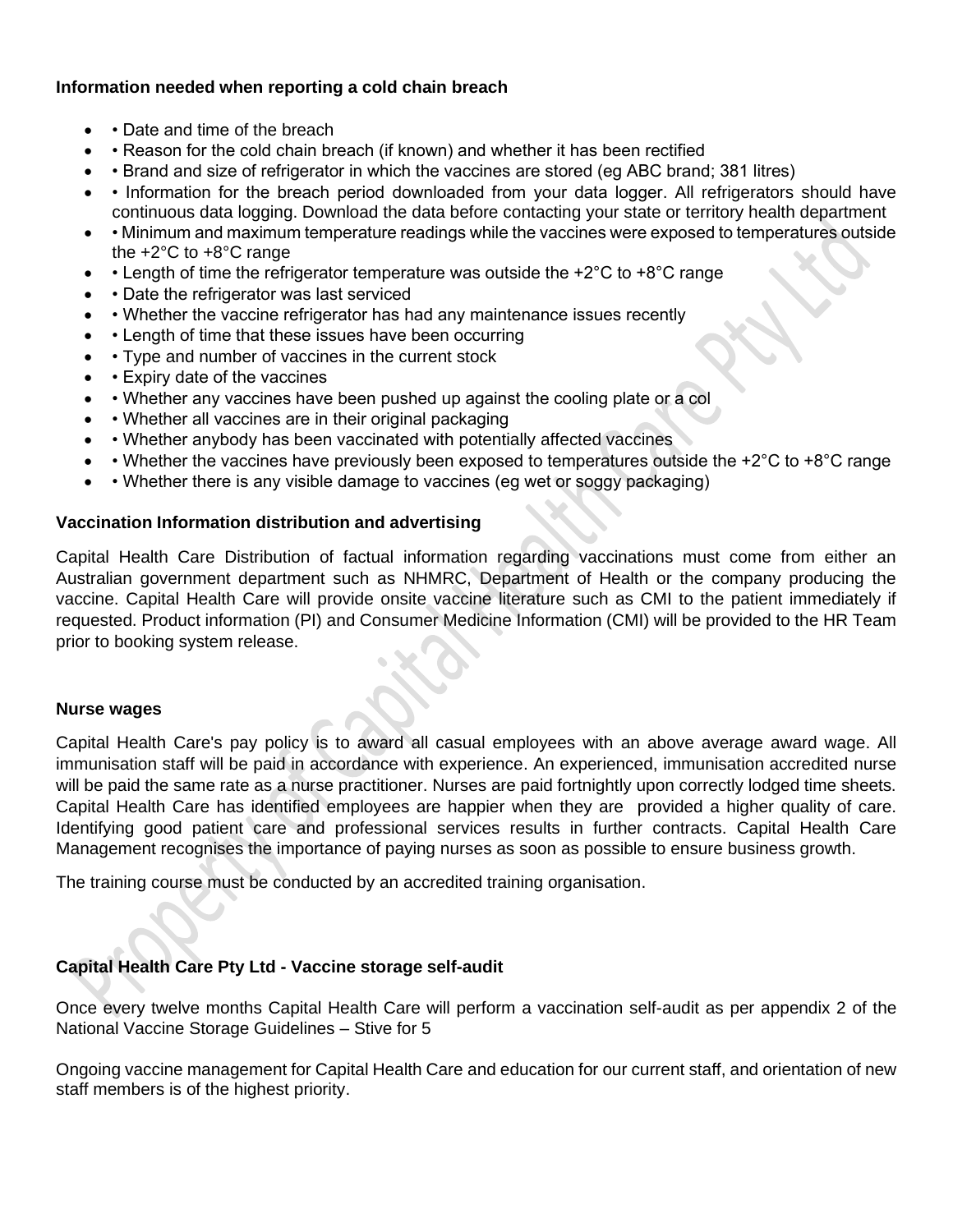**Information needed when reporting a cold chain breach**

- • Date and time of the breach
- • Reason for the cold chain breach (if known) and whether it has been rectified
- • Brand and size of refrigerator in which the vaccines are stored (eg ABC brand; 381 litres)
- • Information for the breach period downloaded from your data logger. All refrigerators should have continuous data logging. Download the data before contacting your state or territory health department
- • Minimum and maximum temperature readings while the vaccines were exposed to temperatures outside the +2°C to +8°C range
- • Length of time the refrigerator temperature was outside the +2°C to +8°C range
- • Date the refrigerator was last serviced
- • Whether the vaccine refrigerator has had any maintenance issues recently
- • Length of time that these issues have been occurring
- • Type and number of vaccines in the current stock
- • Expiry date of the vaccines
- • Whether any vaccines have been pushed up against the cooling plate or a col
- • Whether all vaccines are in their original packaging
- • Whether anybody has been vaccinated with potentially affected vaccines
- • Whether the vaccines have previously been exposed to temperatures outside the +2°C to +8°C range
- • Whether there is any visible damage to vaccines (eg wet or soggy packaging)

**Vaccination Information distribution and advertising**

Capital Health Care Distribution of factual information regarding vaccinations must come from either an Australian government department such as NHMRC, Department of Health or the company producing the vaccine. Capital Health Care will provide onsite vaccine literature such as CMI to the patient immediately if requested. Product information (PI) and Consumer Medicine Information (CMI) will be provided to the HR Team prior to booking system release.

**Nurse wages**

Capital Health Care's pay policy is to award all casual employees with an above average award wage. All immunisation staff will be paid in accordance with experience. An experienced, immunisation accredited nurse will be paid the same rate as a nurse practitioner. Nurses are paid fortnightly upon correctly lodged time sheets. Capital Health Care has identified employees are happier when they are provided a higher quality of care. Identifying good patient care and professional services results in further contracts. Capital Health Care Management recognises the importance of paying nurses as soon as possible to ensure business growth.

The training course must be conducted by an accredited training organisation.

**Capital Health Care Pty Ltd - Vaccine storage self-audit**

Once every twelve months Capital Health Care will perform a vaccination self-audit as per appendix 2 of the National Vaccine Storage Guidelines – Stive for 5

Ongoing vaccine management for Capital Health Care and education for our current staff, and orientation of new staff members is of the highest priority.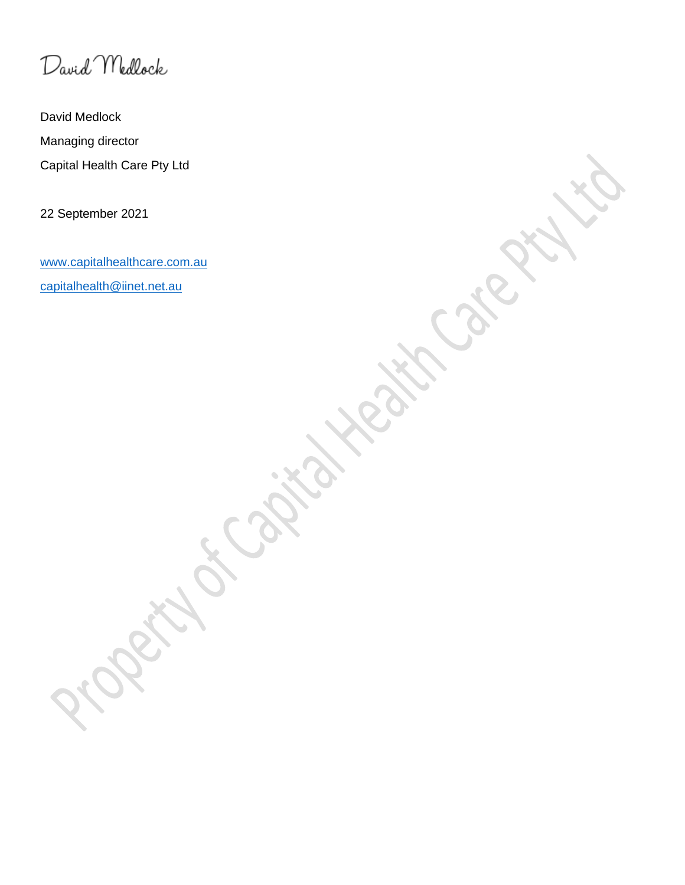David Medlock

David Medlock

Managing director

Capital Health Care Pty Ltd

22 September 2021

[www.capitalhealthcare.com.au](http://www.capitalhealthcare.com.au)

[capitalhealth@iinet.net.au](mailto:capitalhealth@iinet.net.au)

Property of Capital Health Care Pty Ltd